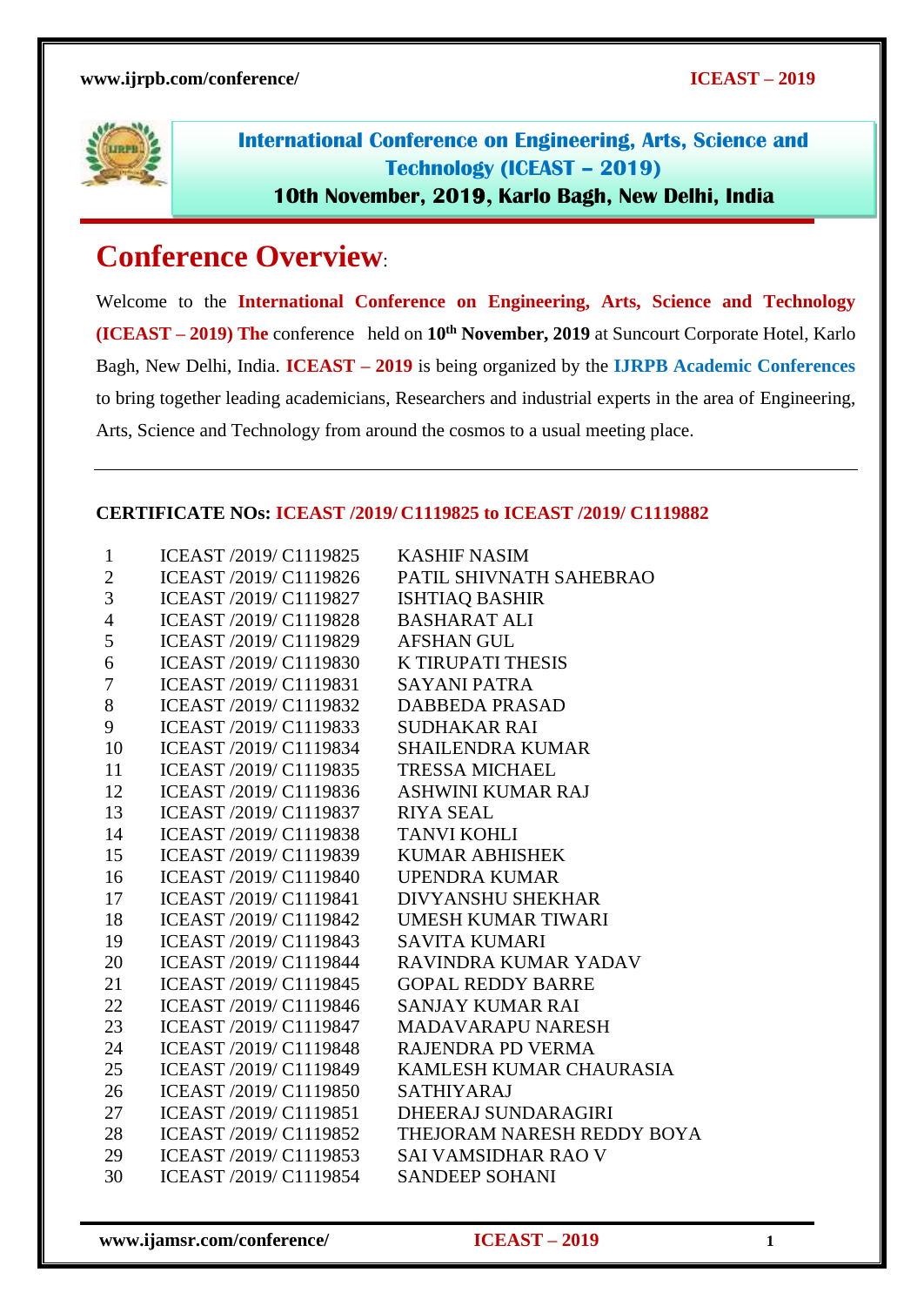# International Conference on Engineering, Arts, Science and Technology (ICEAST – 2019)

**10th November, 2019, Karlo Bagh, New Delhi, India**

## Conference Overview:

Welcome to the **International Conference on Engineering, Arts, Science and Technology (ICEAST – 2019) The** conference held on **10th November, 2019** at Suncourt Corporate Hotel, Karlo Bagh, New Delhi, India. **ICEAST – 2019** is being organized by the **IJRPB Academic Conferences** to bring together leading academicians, Researchers and industrial experts in the area of Engineering, Arts, Science and Technology from around the cosmos to a usual meeting place.

---

**CERTIFICATE NOs: ICEAST /2019/ C1119825 to ICEAST /2019/ C1119882**

| | | |
|---|---|---|
| 1 | ICEAST /2019/ C1119825 | KASHIF NASIM |
| 2 | ICEAST /2019/ C1119826 | PATIL SHIVNATH SAHEBRAO |
| 3 | ICEAST /2019/ C1119827 | ISHTIAQ BASHIR |
| 4 | ICEAST /2019/ C1119828 | BASHARAT ALI |
| 5 | ICEAST /2019/ C1119829 | AFSHAN GUL |
| 6 | ICEAST /2019/ C1119830 | K TIRUPATI THESIS |
| 7 | ICEAST /2019/ C1119831 | SAYANI PATRA |
| 8 | ICEAST /2019/ C1119832 | DABBEDA PRASAD |
| 9 | ICEAST /2019/ C1119833 | SUDHAKAR RAI |
| 10 | ICEAST /2019/ C1119834 | SHAILENDRA KUMAR |
| 11 | ICEAST /2019/ C1119835 | TRESSA MICHAEL |
| 12 | ICEAST /2019/ C1119836 | ASHWINI KUMAR RAJ |
| 13 | ICEAST /2019/ C1119837 | RIYA SEAL |
| 14 | ICEAST /2019/ C1119838 | TANVI KOHLI |
| 15 | ICEAST /2019/ C1119839 | KUMAR ABHISHEK |
| 16 | ICEAST /2019/ C1119840 | UPENDRA KUMAR |
| 17 | ICEAST /2019/ C1119841 | DIVYANSHU SHEKHAR |
| 18 | ICEAST /2019/ C1119842 | UMESH KUMAR TIWARI |
| 19 | ICEAST /2019/ C1119843 | SAVITA KUMARI |
| 20 | ICEAST /2019/ C1119844 | RAVINDRA KUMAR YADAV |
| 21 | ICEAST /2019/ C1119845 | GOPAL REDDY BARRE |
| 22 | ICEAST /2019/ C1119846 | SANJAY KUMAR RAI |
| 23 | ICEAST /2019/ C1119847 | MADAVARAPU NARESH |
| 24 | ICEAST /2019/ C1119848 | RAJENDRA PD VERMA |
| 25 | ICEAST /2019/ C1119849 | KAMLESH KUMAR CHAURASIA |
| 26 | ICEAST /2019/ C1119850 | SATHIYARAJ |
| 27 | ICEAST /2019/ C1119851 | DHEERAJ SUNDARAGIRI |
| 28 | ICEAST /2019/ C1119852 | THEJORAM NARESH REDDY BOYA |
| 29 | ICEAST /2019/ C1119853 | SAI VAMSIDHAR RAO V |
| 30 | ICEAST /2019/ C1119854 | SANDEEP SOHANI |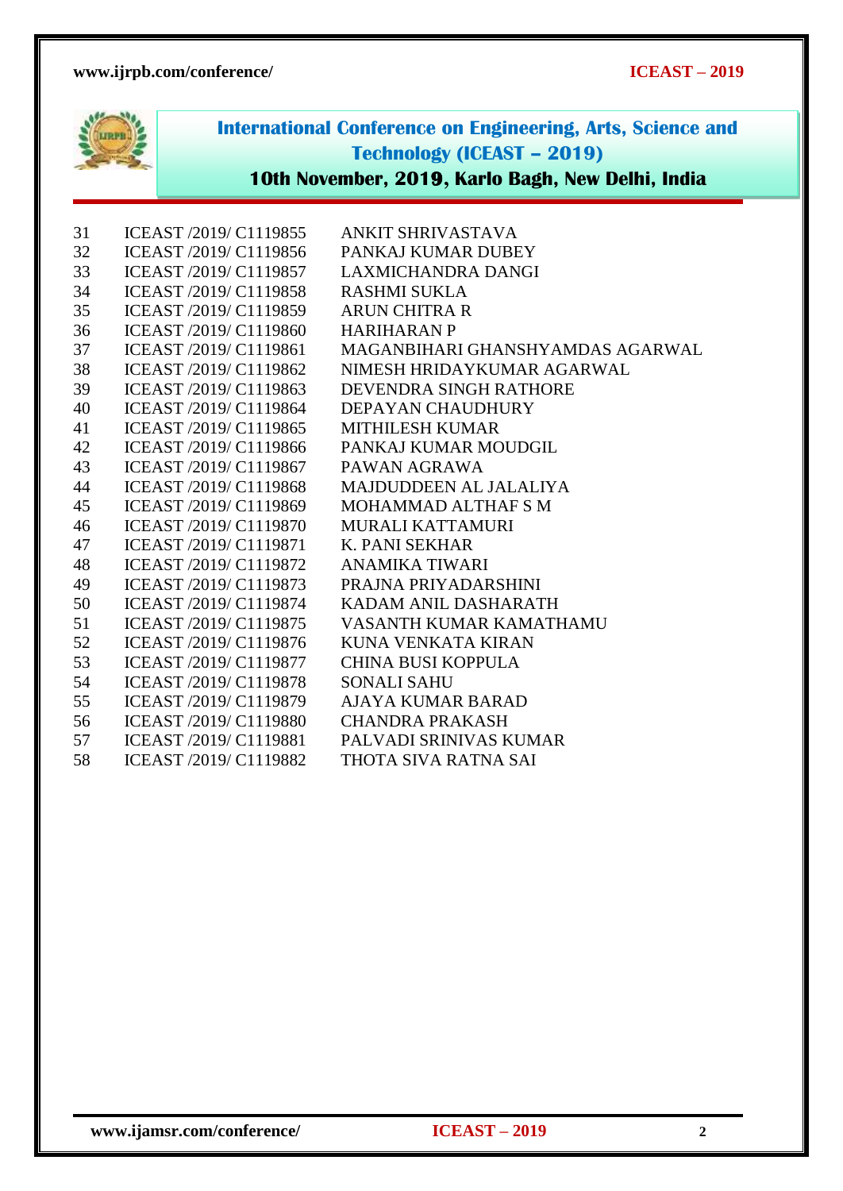| | | |
|---|---|---|
| 31 | ICEAST /2019/ C1119855 | ANKIT SHRIVASTAVA |
| 32 | ICEAST /2019/ C1119856 | PANKAJ KUMAR DUBEY |
| 33 | ICEAST /2019/ C1119857 | LAXMICHANDRA DANGI |
| 34 | ICEAST /2019/ C1119858 | RASHMI SUKLA |
| 35 | ICEAST /2019/ C1119859 | ARUN CHITRA R |
| 36 | ICEAST /2019/ C1119860 | HARIHARAN P |
| 37 | ICEAST /2019/ C1119861 | MAGANBIHARI GHANSHYAMDAS AGARWAL |
| 38 | ICEAST /2019/ C1119862 | NIMESH HRIDAYKUMAR AGARWAL |
| 39 | ICEAST /2019/ C1119863 | DEVENDRA SINGH RATHORE |
| 40 | ICEAST /2019/ C1119864 | DEPAYAN CHAUDHURY |
| 41 | ICEAST /2019/ C1119865 | MITHILESH KUMAR |
| 42 | ICEAST /2019/ C1119866 | PANKAJ KUMAR MOUDGIL |
| 43 | ICEAST /2019/ C1119867 | PAWAN AGRAWA |
| 44 | ICEAST /2019/ C1119868 | MAJDUDDEEN AL JALALIYA |
| 45 | ICEAST /2019/ C1119869 | MOHAMMAD ALTHAF S M |
| 46 | ICEAST /2019/ C1119870 | MURALI KATTAMURI |
| 47 | ICEAST /2019/ C1119871 | K. PANI SEKHAR |
| 48 | ICEAST /2019/ C1119872 | ANAMIKA TIWARI |
| 49 | ICEAST /2019/ C1119873 | PRAJNA PRIYADARSHINI |
| 50 | ICEAST /2019/ C1119874 | KADAM ANIL DASHARATH |
| 51 | ICEAST /2019/ C1119875 | VASANTH KUMAR KAMATHAMU |
| 52 | ICEAST /2019/ C1119876 | KUNA VENKATA KIRAN |
| 53 | ICEAST /2019/ C1119877 | CHINA BUSI KOPPULA |
| 54 | ICEAST /2019/ C1119878 | SONALI SAHU |
| 55 | ICEAST /2019/ C1119879 | AJAYA KUMAR BARAD |
| 56 | ICEAST /2019/ C1119880 | CHANDRA PRAKASH |
| 57 | ICEAST /2019/ C1119881 | PALVADI SRINIVAS KUMAR |
| 58 | ICEAST /2019/ C1119882 | THOTA SIVA RATNA SAI |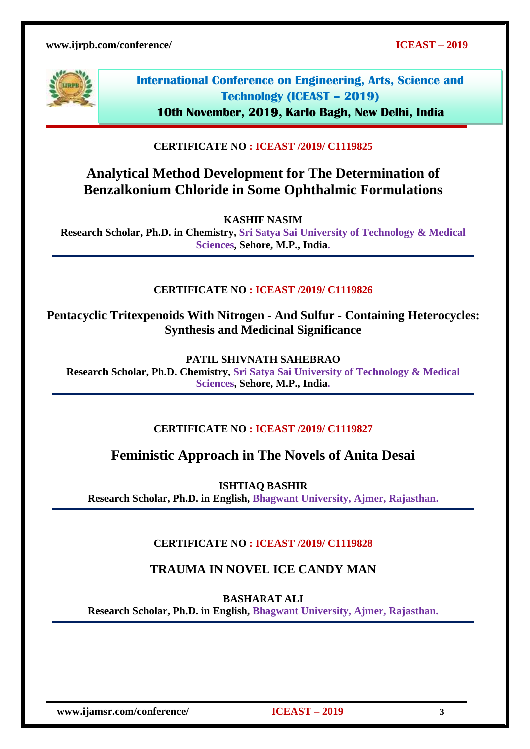**International Conference on Engineering, Arts, Science and Technology (ICEAST – 2019)**

**10th November, 2019, Karlo Bagh, New Delhi, India**

**CERTIFICATE NO : ICEAST /2019/ C1119825**

## Analytical Method Development for The Determination of Benzalkonium Chloride in Some Ophthalmic Formulations

**KASHIF NASIM**

**Research Scholar, Ph.D. in Chemistry, Sri Satya Sai University of Technology & Medical Sciences, Sehore, M.P., India.**

---

**CERTIFICATE NO : ICEAST /2019/ C1119826**

## Pentacyclic Tritexpenoids With Nitrogen - And Sulfur - Containing Heterocycles: Synthesis and Medicinal Significance

**PATIL SHIVNATH SAHEBRAO**

**Research Scholar, Ph.D. Chemistry, Sri Satya Sai University of Technology & Medical Sciences, Sehore, M.P., India.**

---

**CERTIFICATE NO : ICEAST /2019/ C1119827**

## Feministic Approach in The Novels of Anita Desai

**ISHTIAQ BASHIR**

**Research Scholar, Ph.D. in English, Bhagwant University, Ajmer, Rajasthan.**

---

**CERTIFICATE NO : ICEAST /2019/ C1119828**

## TRAUMA IN NOVEL ICE CANDY MAN

**BASHARAT ALI**

**Research Scholar, Ph.D. in English, Bhagwant University, Ajmer, Rajasthan.**

---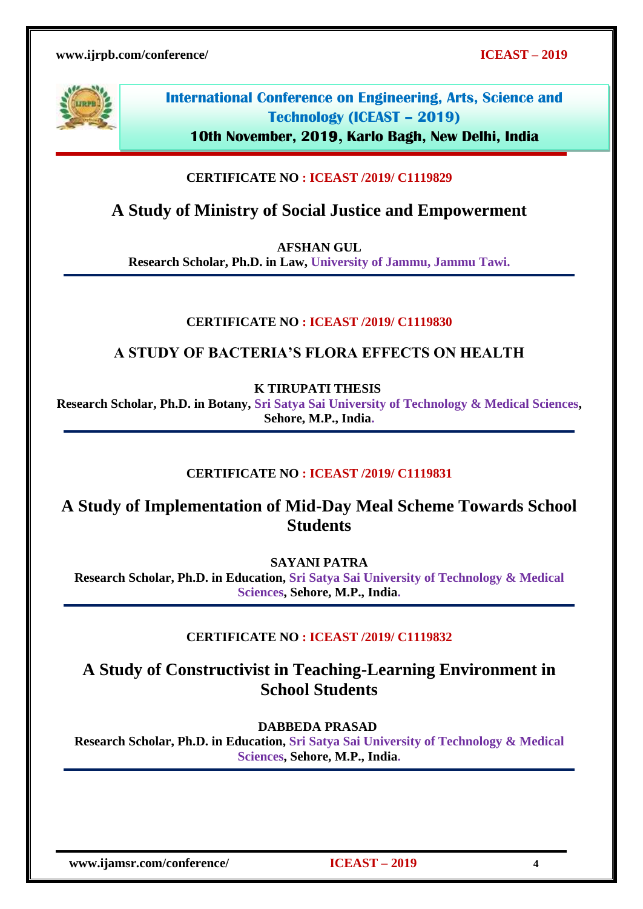**International Conference on Engineering, Arts, Science and Technology (ICEAST – 2019)**
**10th November, 2019, Karlo Bagh, New Delhi, India**

**CERTIFICATE NO : ICEAST /2019/ C1119829**

## A Study of Ministry of Social Justice and Empowerment

**AFSHAN GUL**
**Research Scholar, Ph.D. in Law, University of Jammu, Jammu Tawi.**

---

**CERTIFICATE NO : ICEAST /2019/ C1119830**

## A STUDY OF BACTERIA'S FLORA EFFECTS ON HEALTH

**K TIRUPATI THESIS**
**Research Scholar, Ph.D. in Botany, Sri Satya Sai University of Technology & Medical Sciences, Sehore, M.P., India.**

---

**CERTIFICATE NO : ICEAST /2019/ C1119831**

## A Study of Implementation of Mid-Day Meal Scheme Towards School Students

**SAYANI PATRA**
**Research Scholar, Ph.D. in Education, Sri Satya Sai University of Technology & Medical Sciences, Sehore, M.P., India.**

---

**CERTIFICATE NO : ICEAST /2019/ C1119832**

## A Study of Constructivist in Teaching-Learning Environment in School Students

**DABBEDA PRASAD**
**Research Scholar, Ph.D. in Education, Sri Satya Sai University of Technology & Medical Sciences, Sehore, M.P., India.**

---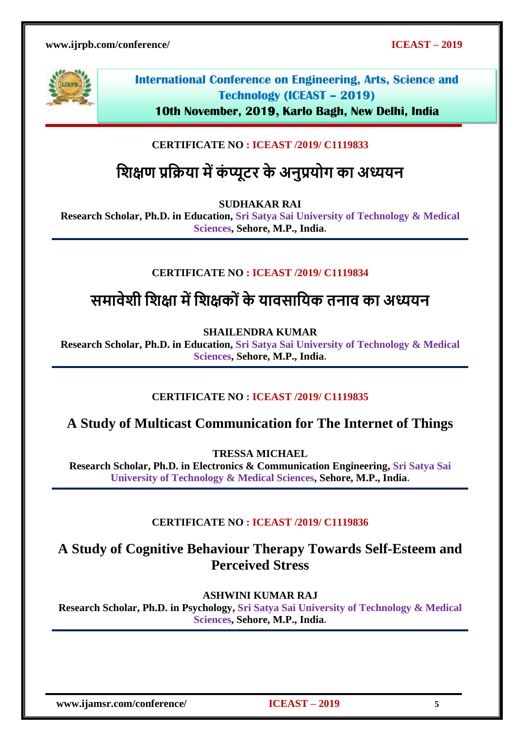**CERTIFICATE NO : ICEAST /2019/ C1119833**

# शिक्षण प्रक्रिया में कंप्यूटर के अनुप्रयोग का अध्ययन

**SUDHAKAR RAI**

**Research Scholar, Ph.D. in Education, Sri Satya Sai University of Technology & Medical Sciences, Sehore, M.P., India.**

---

**CERTIFICATE NO : ICEAST /2019/ C1119834**

# समावेशी शिक्षा में शिक्षकों के यावसायिक तनाव का अध्ययन

**SHAILENDRA KUMAR**

**Research Scholar, Ph.D. in Education, Sri Satya Sai University of Technology & Medical Sciences, Sehore, M.P., India.**

---

**CERTIFICATE NO : ICEAST /2019/ C1119835**

# A Study of Multicast Communication for The Internet of Things

**TRESSA MICHAEL**

**Research Scholar, Ph.D. in Electronics & Communication Engineering, Sri Satya Sai University of Technology & Medical Sciences, Sehore, M.P., India.**

---

**CERTIFICATE NO : ICEAST /2019/ C1119836**

# A Study of Cognitive Behaviour Therapy Towards Self-Esteem and Perceived Stress

**ASHWINI KUMAR RAJ**

**Research Scholar, Ph.D. in Psychology, Sri Satya Sai University of Technology & Medical Sciences, Sehore, M.P., India.**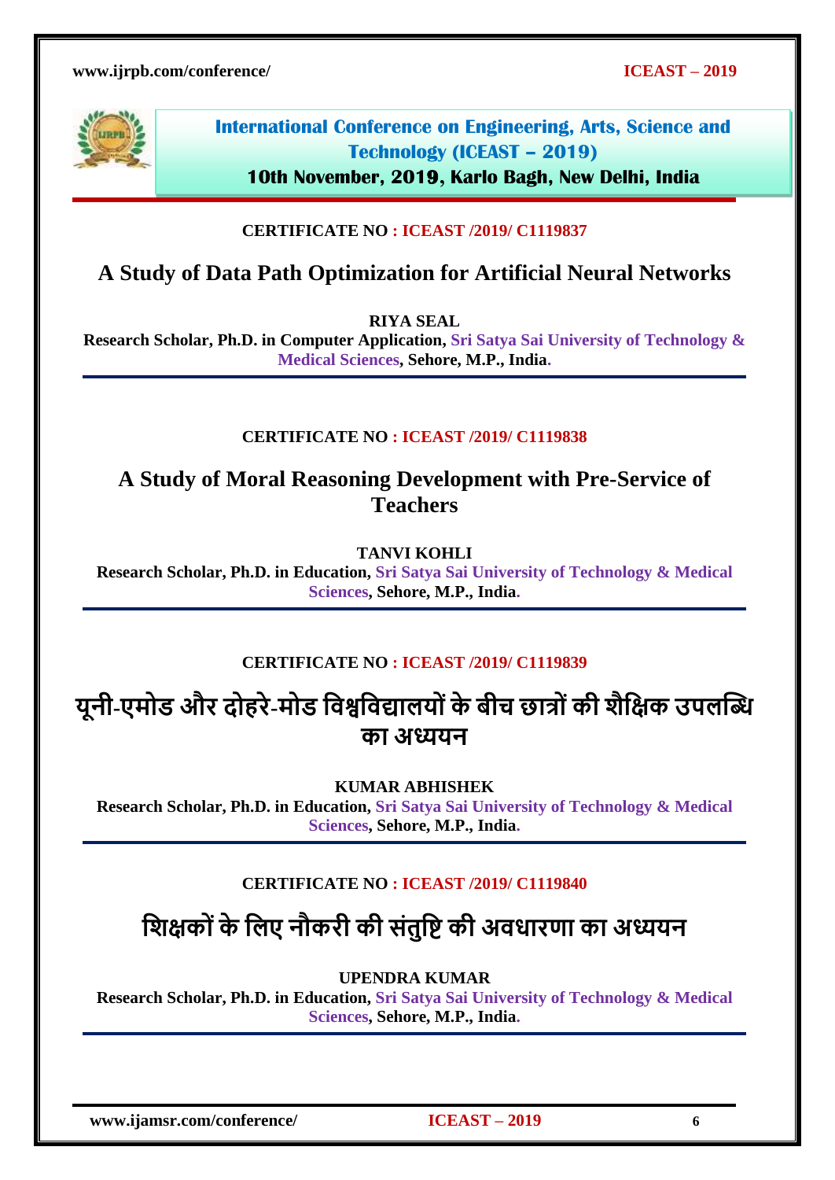**CERTIFICATE NO : ICEAST /2019/ C1119837**

## A Study of Data Path Optimization for Artificial Neural Networks

**RIYA SEAL**
**Research Scholar, Ph.D. in Computer Application, Sri Satya Sai University of Technology & Medical Sciences, Sehore, M.P., India.**

---

**CERTIFICATE NO : ICEAST /2019/ C1119838**

## A Study of Moral Reasoning Development with Pre-Service of Teachers

**TANVI KOHLI**
**Research Scholar, Ph.D. in Education, Sri Satya Sai University of Technology & Medical Sciences, Sehore, M.P., India.**

---

**CERTIFICATE NO : ICEAST /2019/ C1119839**

## यूनी-एमोड और दोहरे-मोड विश्वविद्यालयों के बीच छात्रों की शैक्षिक उपलब्धि का अध्ययन

**KUMAR ABHISHEK**
**Research Scholar, Ph.D. in Education, Sri Satya Sai University of Technology & Medical Sciences, Sehore, M.P., India.**

---

**CERTIFICATE NO : ICEAST /2019/ C1119840**

## शिक्षकों के लिए नौकरी की संतुष्टि की अवधारणा का अध्ययन

**UPENDRA KUMAR**
**Research Scholar, Ph.D. in Education, Sri Satya Sai University of Technology & Medical Sciences, Sehore, M.P., India.**

---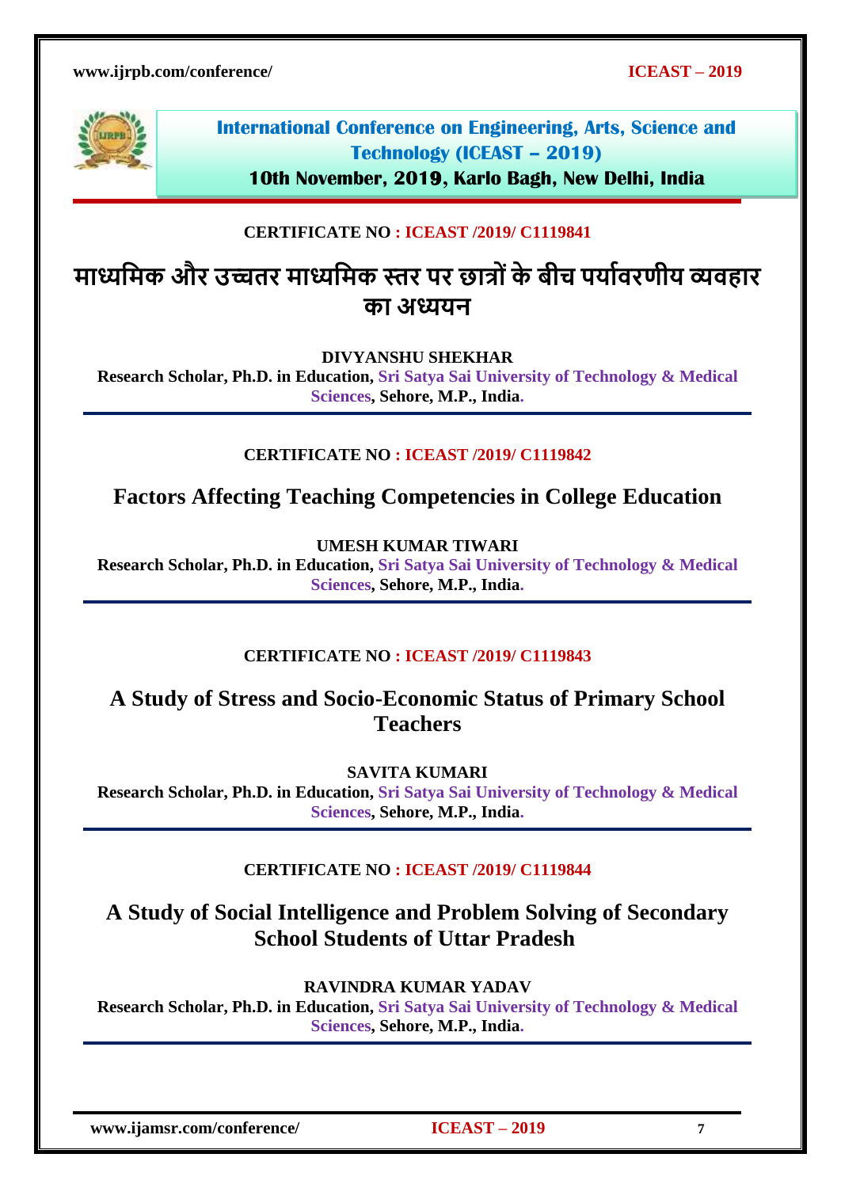CERTIFICATE NO : ICEAST /2019/ C1119841

## माध्यमिक और उच्चतर माध्यमिक स्तर पर छात्रों के बीच पर्यावरणीय व्यवहार का अध्ययन

**DIVYANSHU SHEKHAR**

**Research Scholar, Ph.D. in Education, Sri Satya Sai University of Technology & Medical Sciences, Sehore, M.P., India.**

CERTIFICATE NO : ICEAST /2019/ C1119842

## Factors Affecting Teaching Competencies in College Education

**UMESH KUMAR TIWARI**

**Research Scholar, Ph.D. in Education, Sri Satya Sai University of Technology & Medical Sciences, Sehore, M.P., India.**

CERTIFICATE NO : ICEAST /2019/ C1119843

## A Study of Stress and Socio-Economic Status of Primary School Teachers

**SAVITA KUMARI**

**Research Scholar, Ph.D. in Education, Sri Satya Sai University of Technology & Medical Sciences, Sehore, M.P., India.**

CERTIFICATE NO : ICEAST /2019/ C1119844

## A Study of Social Intelligence and Problem Solving of Secondary School Students of Uttar Pradesh

**RAVINDRA KUMAR YADAV**

**Research Scholar, Ph.D. in Education, Sri Satya Sai University of Technology & Medical Sciences, Sehore, M.P., India.**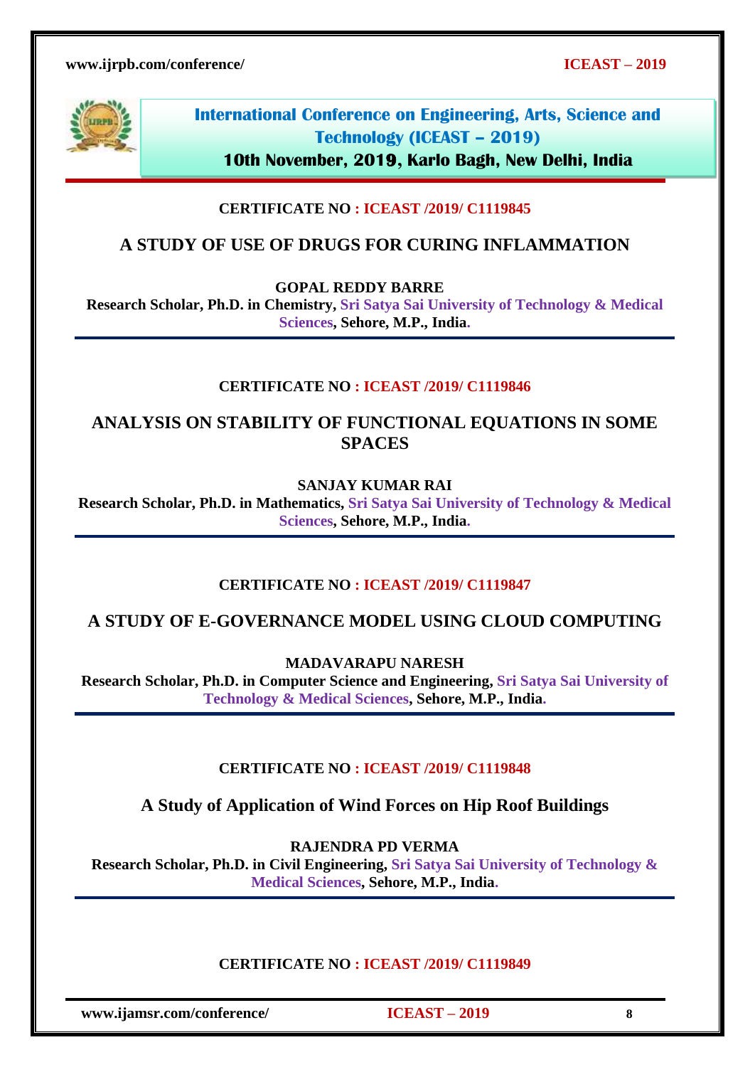**CERTIFICATE NO : ICEAST /2019/ C1119845**

## A STUDY OF USE OF DRUGS FOR CURING INFLAMMATION

**GOPAL REDDY BARRE**

**Research Scholar, Ph.D. in Chemistry, Sri Satya Sai University of Technology & Medical Sciences, Sehore, M.P., India.**

---

**CERTIFICATE NO : ICEAST /2019/ C1119846**

## ANALYSIS ON STABILITY OF FUNCTIONAL EQUATIONS IN SOME SPACES

**SANJAY KUMAR RAI**

**Research Scholar, Ph.D. in Mathematics, Sri Satya Sai University of Technology & Medical Sciences, Sehore, M.P., India.**

---

**CERTIFICATE NO : ICEAST /2019/ C1119847**

## A STUDY OF E-GOVERNANCE MODEL USING CLOUD COMPUTING

**MADAVARAPU NARESH**

**Research Scholar, Ph.D. in Computer Science and Engineering, Sri Satya Sai University of Technology & Medical Sciences, Sehore, M.P., India.**

---

**CERTIFICATE NO : ICEAST /2019/ C1119848**

## A Study of Application of Wind Forces on Hip Roof Buildings

**RAJENDRA PD VERMA**

**Research Scholar, Ph.D. in Civil Engineering, Sri Satya Sai University of Technology & Medical Sciences, Sehore, M.P., India.**

---

**CERTIFICATE NO : ICEAST /2019/ C1119849**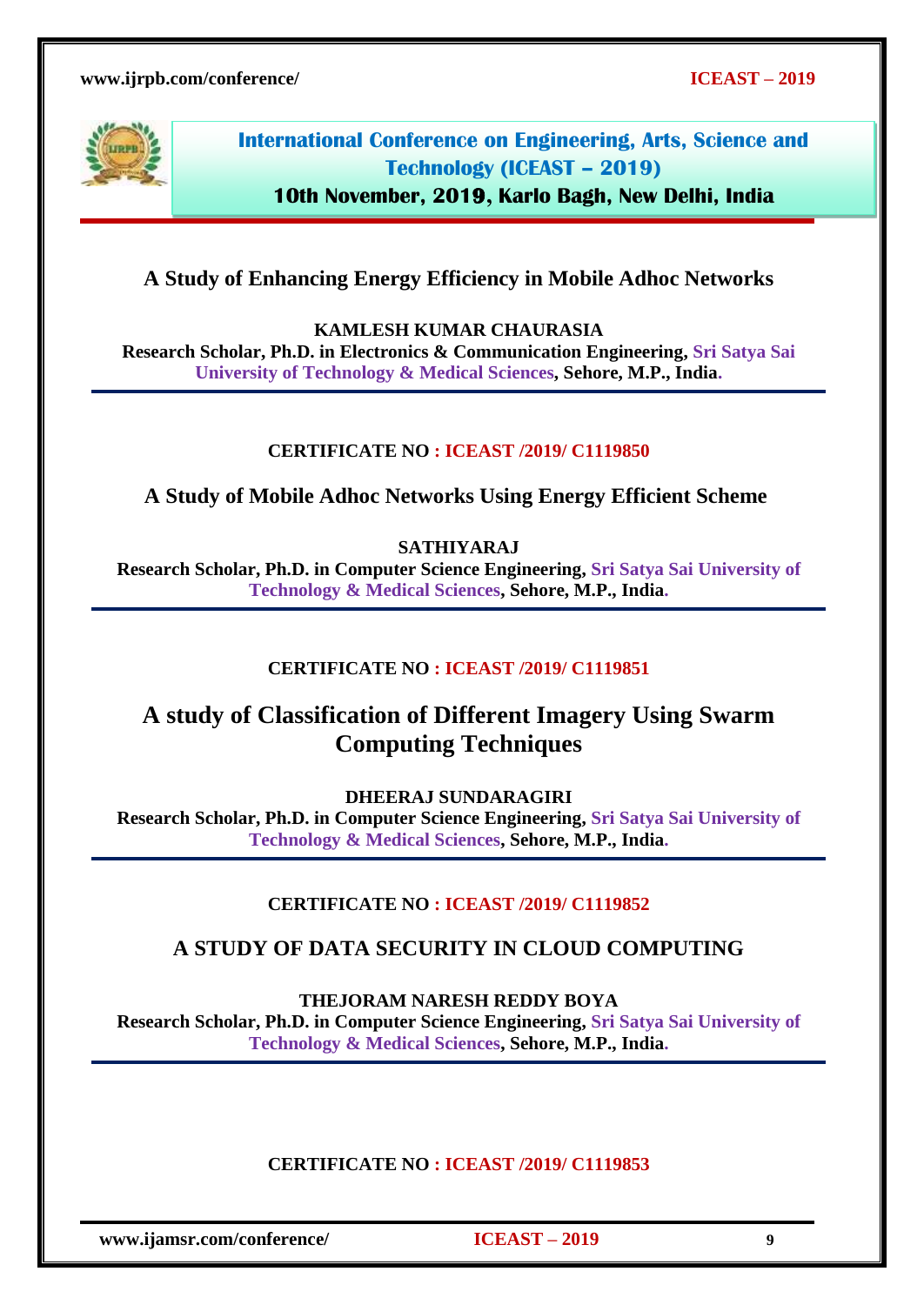## A Study of Enhancing Energy Efficiency in Mobile Adhoc Networks

**KAMLESH KUMAR CHAURASIA**
**Research Scholar, Ph.D. in Electronics & Communication Engineering, Sri Satya Sai University of Technology & Medical Sciences, Sehore, M.P., India.**

**CERTIFICATE NO : ICEAST /2019/ C1119850**

## A Study of Mobile Adhoc Networks Using Energy Efficient Scheme

**SATHIYARAJ**
**Research Scholar, Ph.D. in Computer Science Engineering, Sri Satya Sai University of Technology & Medical Sciences, Sehore, M.P., India.**

**CERTIFICATE NO : ICEAST /2019/ C1119851**

## A study of Classification of Different Imagery Using Swarm Computing Techniques

**DHEERAJ SUNDARAGIRI**
**Research Scholar, Ph.D. in Computer Science Engineering, Sri Satya Sai University of Technology & Medical Sciences, Sehore, M.P., India.**

**CERTIFICATE NO : ICEAST /2019/ C1119852**

## A STUDY OF DATA SECURITY IN CLOUD COMPUTING

**THEJORAM NARESH REDDY BOYA**
**Research Scholar, Ph.D. in Computer Science Engineering, Sri Satya Sai University of Technology & Medical Sciences, Sehore, M.P., India.**

**CERTIFICATE NO : ICEAST /2019/ C1119853**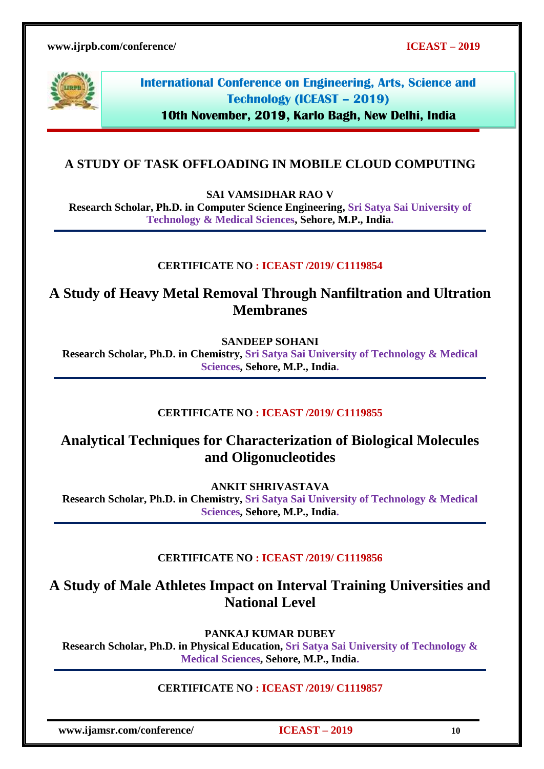## A STUDY OF TASK OFFLOADING IN MOBILE CLOUD COMPUTING

**SAI VAMSIDHAR RAO V**

**Research Scholar, Ph.D. in Computer Science Engineering, Sri Satya Sai University of Technology & Medical Sciences, Sehore, M.P., India.**

**CERTIFICATE NO : ICEAST /2019/ C1119854**

## A Study of Heavy Metal Removal Through Nanfiltration and Ultration Membranes

**SANDEEP SOHANI**

**Research Scholar, Ph.D. in Chemistry, Sri Satya Sai University of Technology & Medical Sciences, Sehore, M.P., India.**

**CERTIFICATE NO : ICEAST /2019/ C1119855**

## Analytical Techniques for Characterization of Biological Molecules and Oligonucleotides

**ANKIT SHRIVASTAVA**

**Research Scholar, Ph.D. in Chemistry, Sri Satya Sai University of Technology & Medical Sciences, Sehore, M.P., India.**

**CERTIFICATE NO : ICEAST /2019/ C1119856**

## A Study of Male Athletes Impact on Interval Training Universities and National Level

**PANKAJ KUMAR DUBEY**

**Research Scholar, Ph.D. in Physical Education, Sri Satya Sai University of Technology & Medical Sciences, Sehore, M.P., India.**

**CERTIFICATE NO : ICEAST /2019/ C1119857**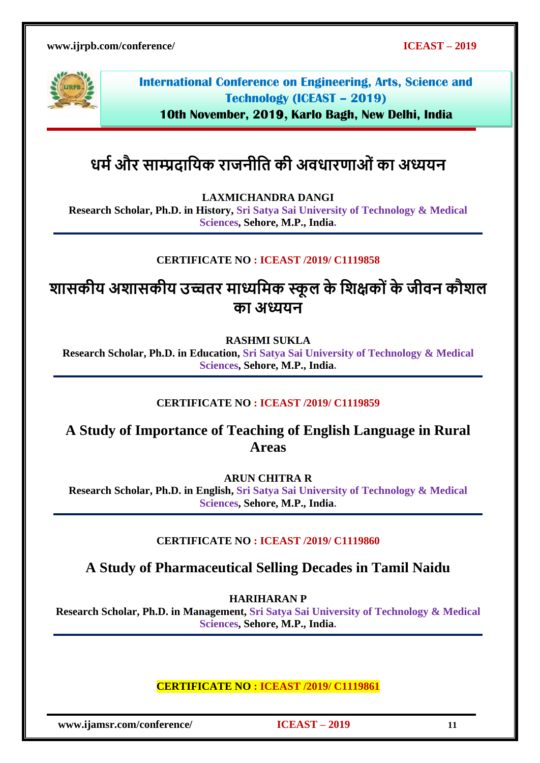# धर्म और साम्प्रदायिक राजनीति की अवधारणाओं का अध्ययन

**LAXMICHANDRA DANGI**
**Research Scholar, Ph.D. in History, Sri Satya Sai University of Technology & Medical Sciences, Sehore, M.P., India.**

---

**CERTIFICATE NO : ICEAST /2019/ C1119858**

# शासकीय अशासकीय उच्चतर माध्यमिक स्कूल के शिक्षकों के जीवन कौशल का अध्ययन

**RASHMI SUKLA**
**Research Scholar, Ph.D. in Education, Sri Satya Sai University of Technology & Medical Sciences, Sehore, M.P., India.**

---

**CERTIFICATE NO : ICEAST /2019/ C1119859**

# A Study of Importance of Teaching of English Language in Rural Areas

**ARUN CHITRA R**
**Research Scholar, Ph.D. in English, Sri Satya Sai University of Technology & Medical Sciences, Sehore, M.P., India.**

---

**CERTIFICATE NO : ICEAST /2019/ C1119860**

# A Study of Pharmaceutical Selling Decades in Tamil Naidu

**HARIHARAN P**
**Research Scholar, Ph.D. in Management, Sri Satya Sai University of Technology & Medical Sciences, Sehore, M.P., India.**

---

**CERTIFICATE NO : ICEAST /2019/ C1119861**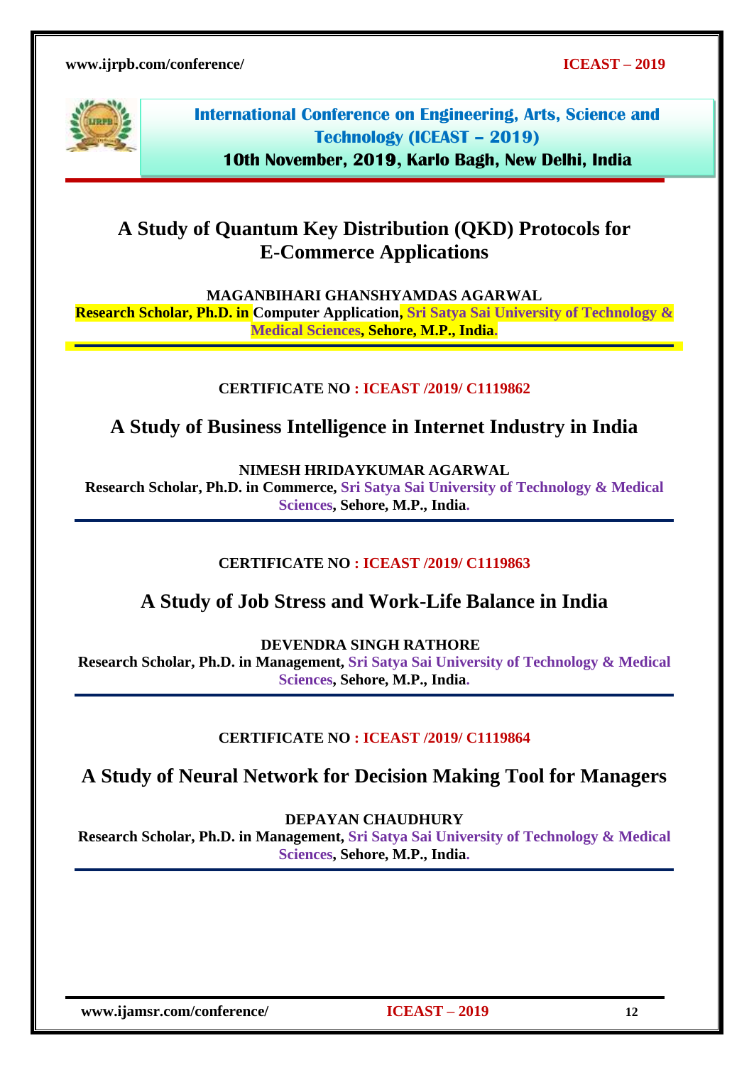# A Study of Quantum Key Distribution (QKD) Protocols for E-Commerce Applications

**MAGANBIHARI GHANSHYAMDAS AGARWAL**

**Research Scholar, Ph.D. in Computer Application, Sri Satya Sai University of Technology & Medical Sciences, Sehore, M.P., India.**

---

**CERTIFICATE NO : ICEAST /2019/ C1119862**

## A Study of Business Intelligence in Internet Industry in India

**NIMESH HRIDAYKUMAR AGARWAL**

**Research Scholar, Ph.D. in Commerce, Sri Satya Sai University of Technology & Medical Sciences, Sehore, M.P., India.**

---

**CERTIFICATE NO : ICEAST /2019/ C1119863**

## A Study of Job Stress and Work-Life Balance in India

**DEVENDRA SINGH RATHORE**

**Research Scholar, Ph.D. in Management, Sri Satya Sai University of Technology & Medical Sciences, Sehore, M.P., India.**

---

**CERTIFICATE NO : ICEAST /2019/ C1119864**

## A Study of Neural Network for Decision Making Tool for Managers

**DEPAYAN CHAUDHURY**

**Research Scholar, Ph.D. in Management, Sri Satya Sai University of Technology & Medical Sciences, Sehore, M.P., India.**

---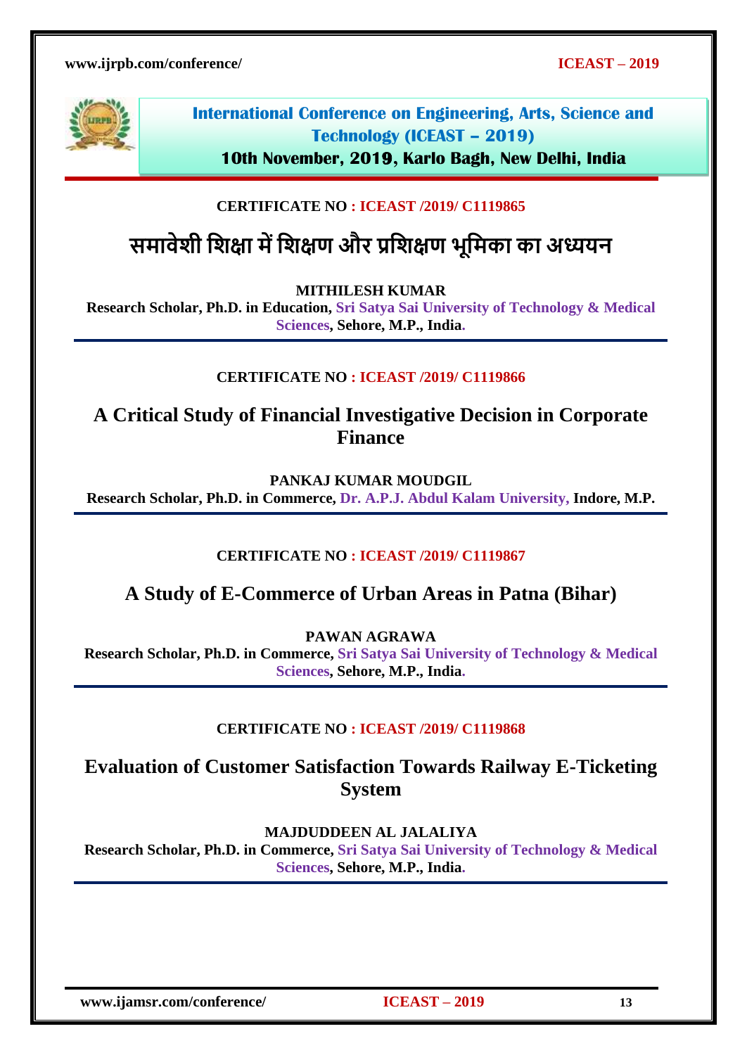**CERTIFICATE NO : ICEAST /2019/ C1119865**

# समावेशी शिक्षा में शिक्षण और प्रशिक्षण भूमिका का अध्ययन

**MITHILESH KUMAR**

**Research Scholar, Ph.D. in Education, Sri Satya Sai University of Technology & Medical Sciences, Sehore, M.P., India.**

---

**CERTIFICATE NO : ICEAST /2019/ C1119866**

# A Critical Study of Financial Investigative Decision in Corporate Finance

**PANKAJ KUMAR MOUDGIL**

**Research Scholar, Ph.D. in Commerce, Dr. A.P.J. Abdul Kalam University, Indore, M.P.**

---

**CERTIFICATE NO : ICEAST /2019/ C1119867**

# A Study of E-Commerce of Urban Areas in Patna (Bihar)

**PAWAN AGRAWA**

**Research Scholar, Ph.D. in Commerce, Sri Satya Sai University of Technology & Medical Sciences, Sehore, M.P., India.**

---

**CERTIFICATE NO : ICEAST /2019/ C1119868**

# Evaluation of Customer Satisfaction Towards Railway E-Ticketing System

**MAJDUDDEEN AL JALALIYA**

**Research Scholar, Ph.D. in Commerce, Sri Satya Sai University of Technology & Medical Sciences, Sehore, M.P., India.**

---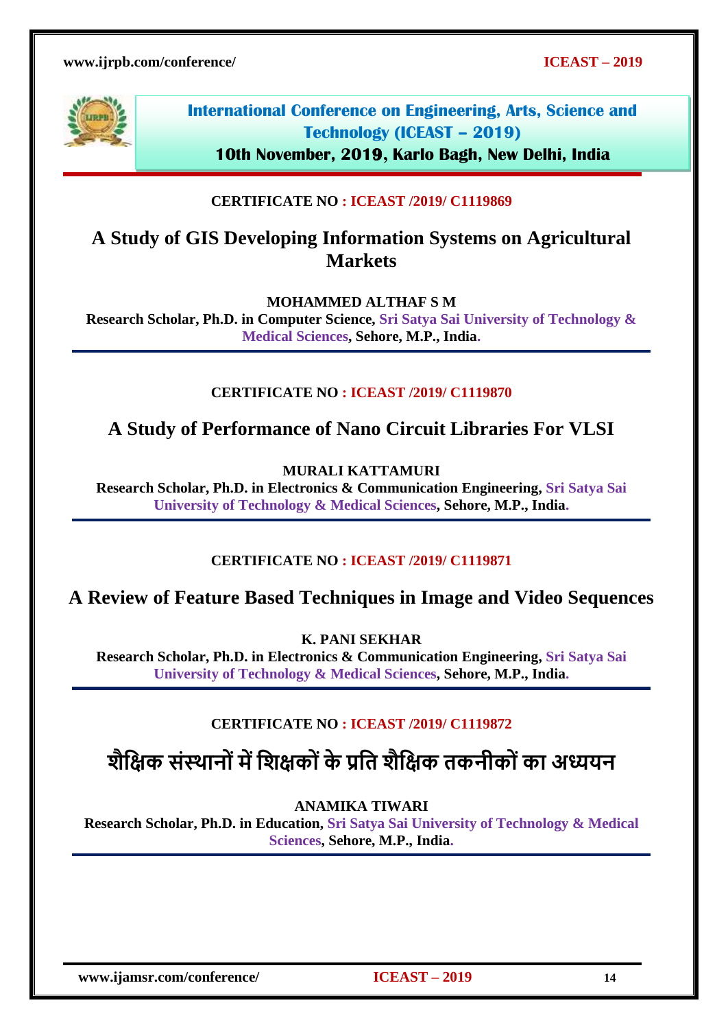**CERTIFICATE NO : ICEAST /2019/ C1119869**

## A Study of GIS Developing Information Systems on Agricultural Markets

**MOHAMMED ALTHAF S M**

**Research Scholar, Ph.D. in Computer Science, Sri Satya Sai University of Technology & Medical Sciences, Sehore, M.P., India.**

---

**CERTIFICATE NO : ICEAST /2019/ C1119870**

## A Study of Performance of Nano Circuit Libraries For VLSI

**MURALI KATTAMURI**

**Research Scholar, Ph.D. in Electronics & Communication Engineering, Sri Satya Sai University of Technology & Medical Sciences, Sehore, M.P., India.**

---

**CERTIFICATE NO : ICEAST /2019/ C1119871**

## A Review of Feature Based Techniques in Image and Video Sequences

**K. PANI SEKHAR**

**Research Scholar, Ph.D. in Electronics & Communication Engineering, Sri Satya Sai University of Technology & Medical Sciences, Sehore, M.P., India.**

---

**CERTIFICATE NO : ICEAST /2019/ C1119872**

## शैक्षिक संस्थानों में शिक्षकों के प्रति शैक्षिक तकनीकों का अध्ययन

**ANAMIKA TIWARI**

**Research Scholar, Ph.D. in Education, Sri Satya Sai University of Technology & Medical Sciences, Sehore, M.P., India.**

---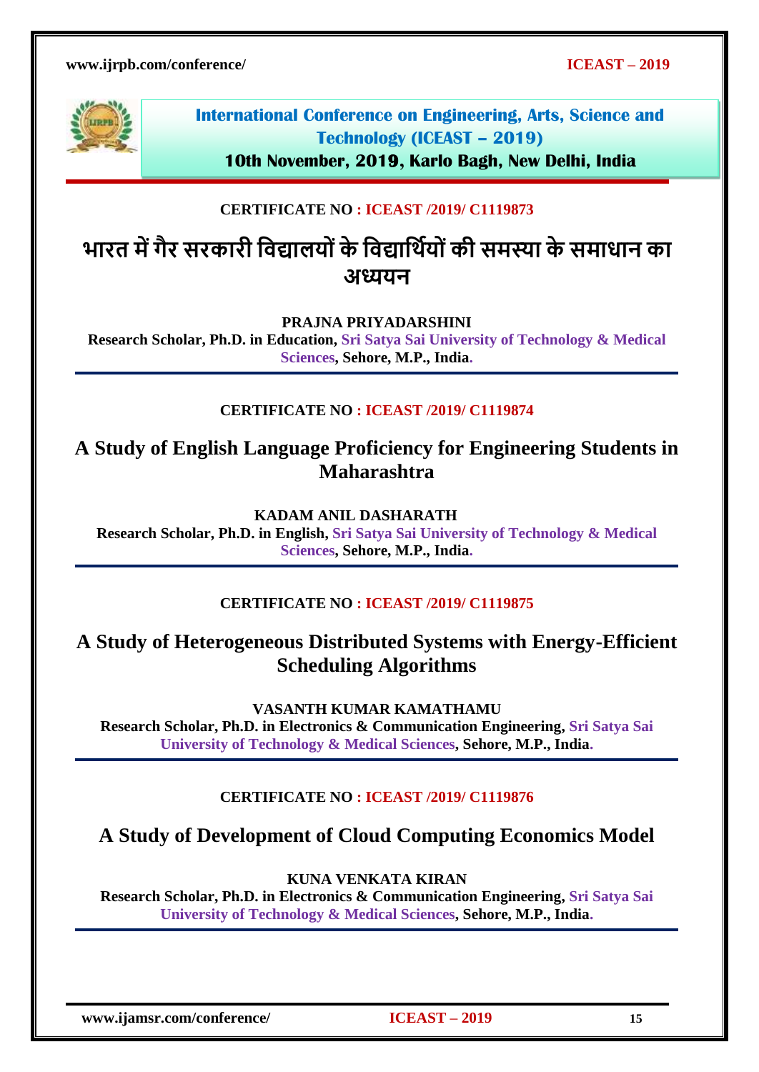**CERTIFICATE NO : ICEAST /2019/ C1119873**

# भारत में गैर सरकारी विद्यालयों के विद्यार्थियों की समस्या के समाधान का अध्ययन

**PRAJNA PRIYADARSHINI**
**Research Scholar, Ph.D. in Education, Sri Satya Sai University of Technology & Medical Sciences, Sehore, M.P., India.**

---

**CERTIFICATE NO : ICEAST /2019/ C1119874**

# A Study of English Language Proficiency for Engineering Students in Maharashtra

**KADAM ANIL DASHARATH**
**Research Scholar, Ph.D. in English, Sri Satya Sai University of Technology & Medical Sciences, Sehore, M.P., India.**

---

**CERTIFICATE NO : ICEAST /2019/ C1119875**

# A Study of Heterogeneous Distributed Systems with Energy-Efficient Scheduling Algorithms

**VASANTH KUMAR KAMATHAMU**
**Research Scholar, Ph.D. in Electronics & Communication Engineering, Sri Satya Sai University of Technology & Medical Sciences, Sehore, M.P., India.**

---

**CERTIFICATE NO : ICEAST /2019/ C1119876**

# A Study of Development of Cloud Computing Economics Model

**KUNA VENKATA KIRAN**
**Research Scholar, Ph.D. in Electronics & Communication Engineering, Sri Satya Sai University of Technology & Medical Sciences, Sehore, M.P., India.**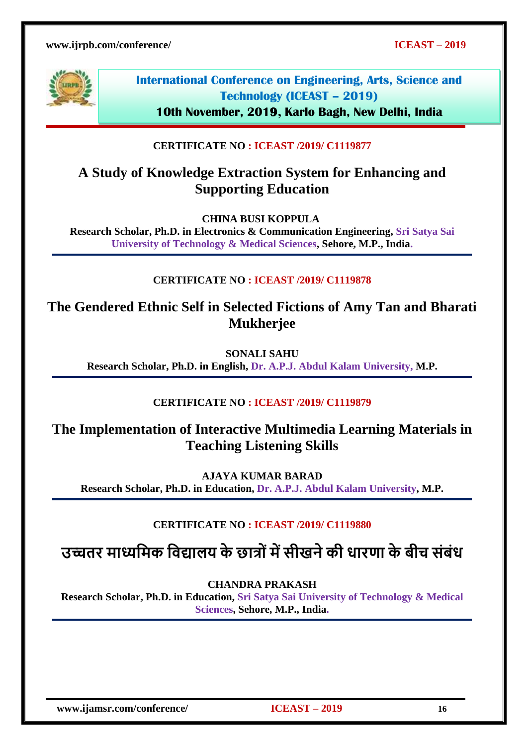**CERTIFICATE NO : ICEAST /2019/ C1119877**

## A Study of Knowledge Extraction System for Enhancing and Supporting Education

**CHINA BUSI KOPPULA**
**Research Scholar, Ph.D. in Electronics & Communication Engineering, Sri Satya Sai University of Technology & Medical Sciences, Sehore, M.P., India.**

---

**CERTIFICATE NO : ICEAST /2019/ C1119878**

## The Gendered Ethnic Self in Selected Fictions of Amy Tan and Bharati Mukherjee

**SONALI SAHU**
**Research Scholar, Ph.D. in English, Dr. A.P.J. Abdul Kalam University, M.P.**

---

**CERTIFICATE NO : ICEAST /2019/ C1119879**

## The Implementation of Interactive Multimedia Learning Materials in Teaching Listening Skills

**AJAYA KUMAR BARAD**
**Research Scholar, Ph.D. in Education, Dr. A.P.J. Abdul Kalam University, M.P.**

---

**CERTIFICATE NO : ICEAST /2019/ C1119880**

## उच्चतर माध्यमिक विद्यालय के छात्रों में सीखने की धारणा के बीच संबंध

**CHANDRA PRAKASH**
**Research Scholar, Ph.D. in Education, Sri Satya Sai University of Technology & Medical Sciences, Sehore, M.P., India.**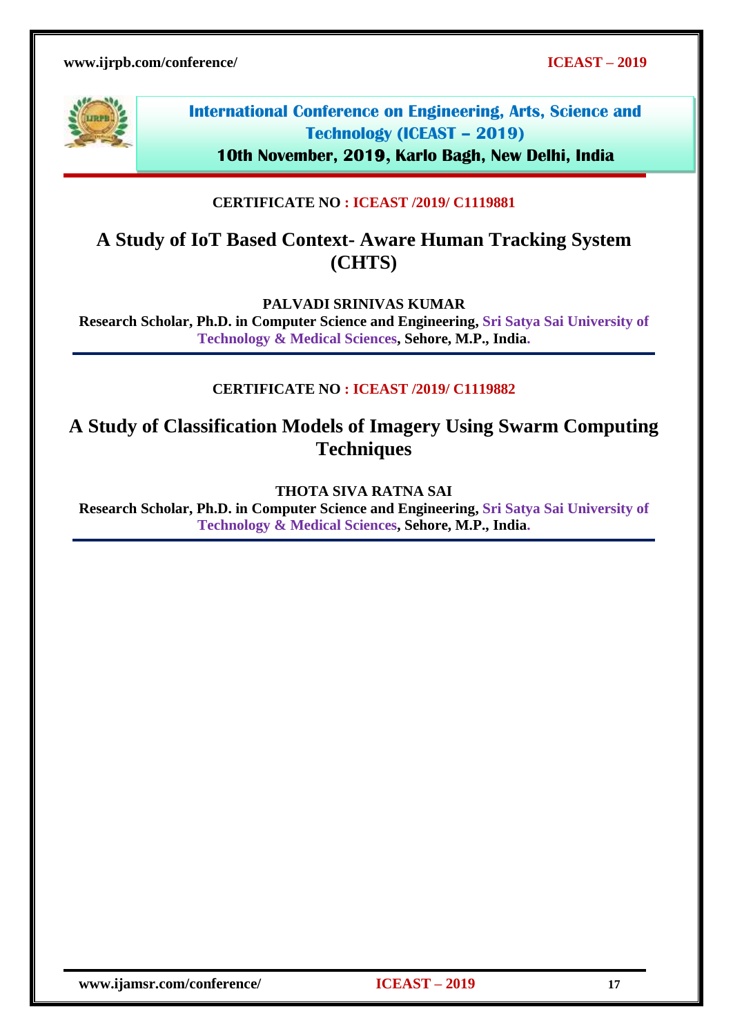**CERTIFICATE NO : ICEAST /2019/ C1119881**

# A Study of IoT Based Context- Aware Human Tracking System (CHTS)

**PALVADI SRINIVAS KUMAR**

**Research Scholar, Ph.D. in Computer Science and Engineering, Sri Satya Sai University of Technology & Medical Sciences, Sehore, M.P., India.**

---

**CERTIFICATE NO : ICEAST /2019/ C1119882**

# A Study of Classification Models of Imagery Using Swarm Computing Techniques

**THOTA SIVA RATNA SAI**

**Research Scholar, Ph.D. in Computer Science and Engineering, Sri Satya Sai University of Technology & Medical Sciences, Sehore, M.P., India.**

---